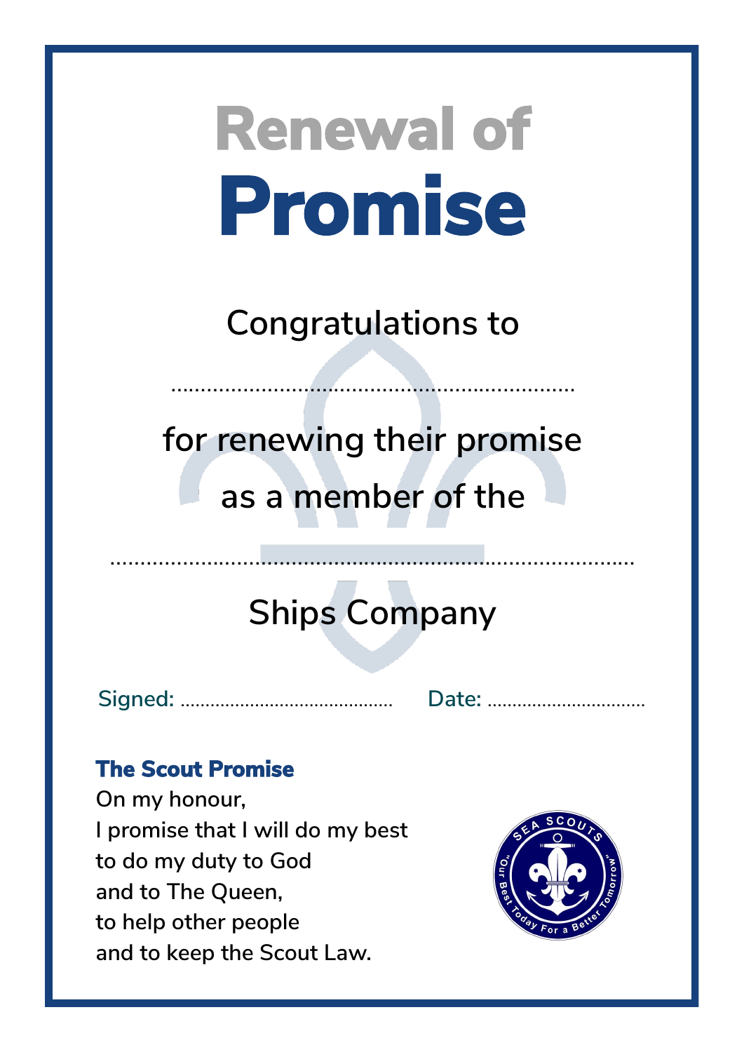# Renewal of Promise

Congratulations to

…………………………………………………………

for renewing their promise

as a member of the

……………………………………………………………………………

Ships Company

Signed: …………………………………… Date: …………………………

**The Scout Promise**

On my honour,
I promise that I will do my best
to do my duty to God
and to The Queen,
to help other people
and to keep the Scout Law.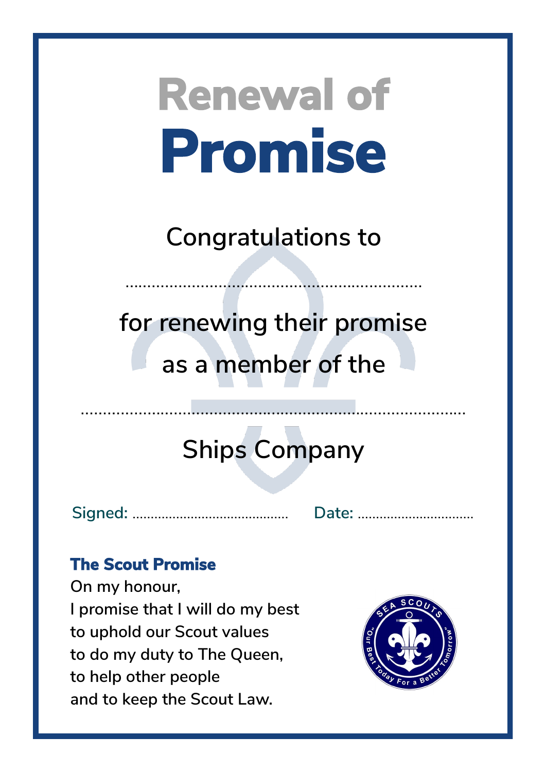# Renewal of Promise

Congratulations to

....................................................................

for renewing their promise

as a member of the

.........................................................................................

Ships Company

Signed: .......................................... Date: ................................

### The Scout Promise

On my honour,
I promise that I will do my best
to uphold our Scout values
to do my duty to The Queen,
to help other people
and to keep the Scout Law.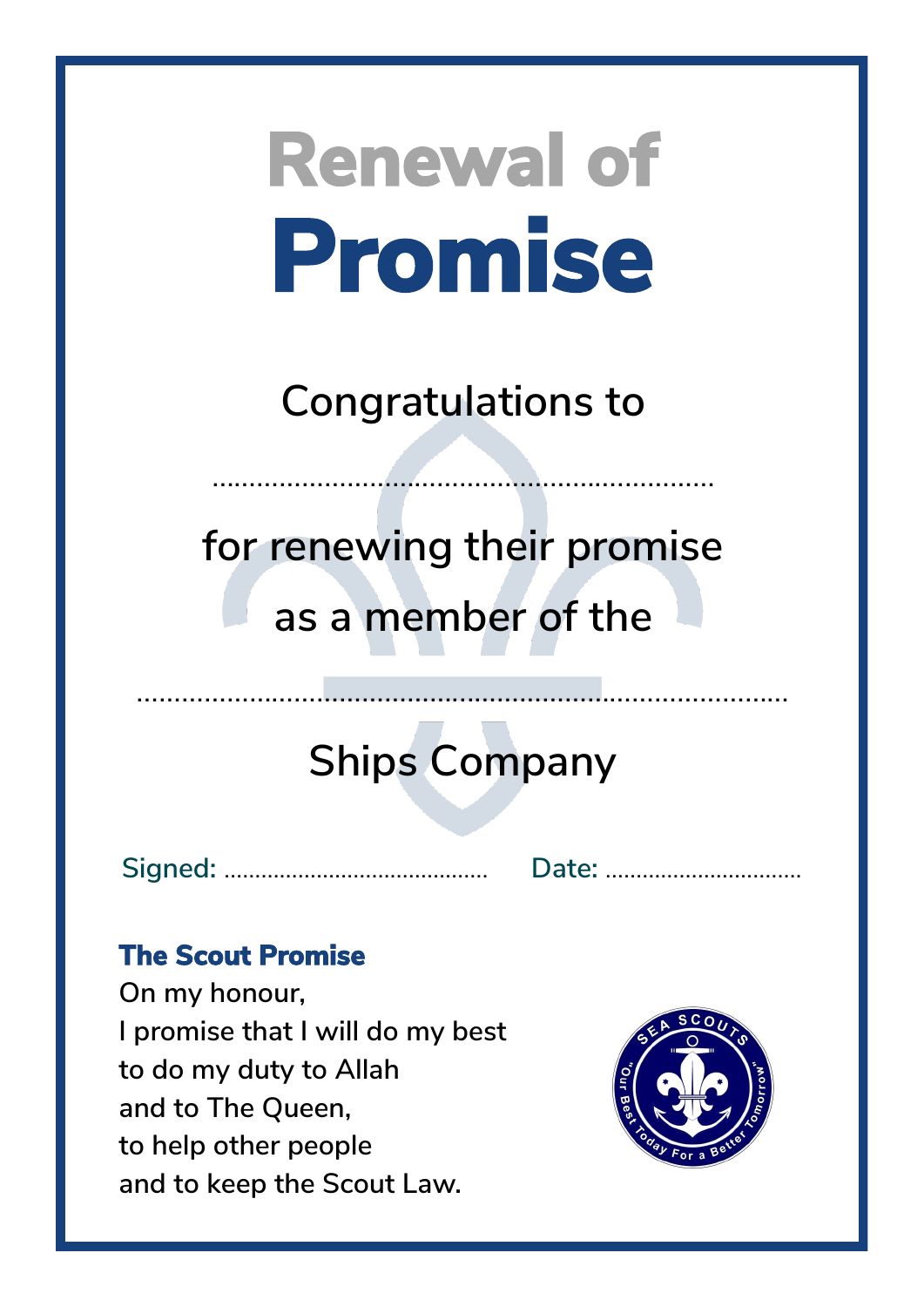# Renewal of Promise

Congratulations to

..................................................................

for renewing their promise

as a member of the

......................................................................................

Ships Company

Signed: .......................................... Date: ................................

### The Scout Promise

On my honour,
I promise that I will do my best
to do my duty to Allah
and to The Queen,
to help other people
and to keep the Scout Law.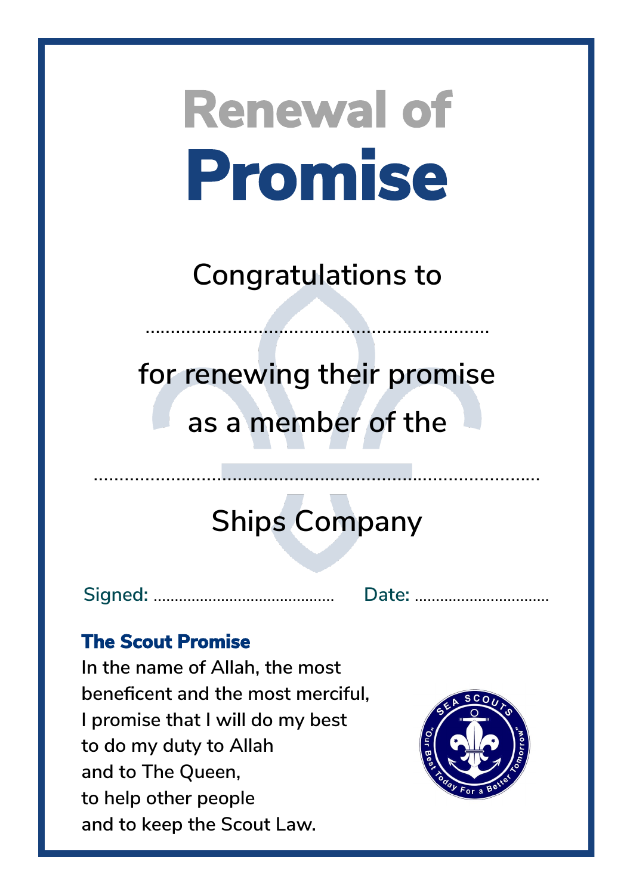# Renewal of Promise

Congratulations to

………………………………………………………………

for renewing their promise

as a member of the

………………………………………………………………………………………

Ships Company

Signed: …………………………………… Date: …………………………

### The Scout Promise

In the name of Allah, the most
beneficent and the most merciful,
I promise that I will do my best
to do my duty to Allah
and to The Queen,
to help other people
and to keep the Scout Law.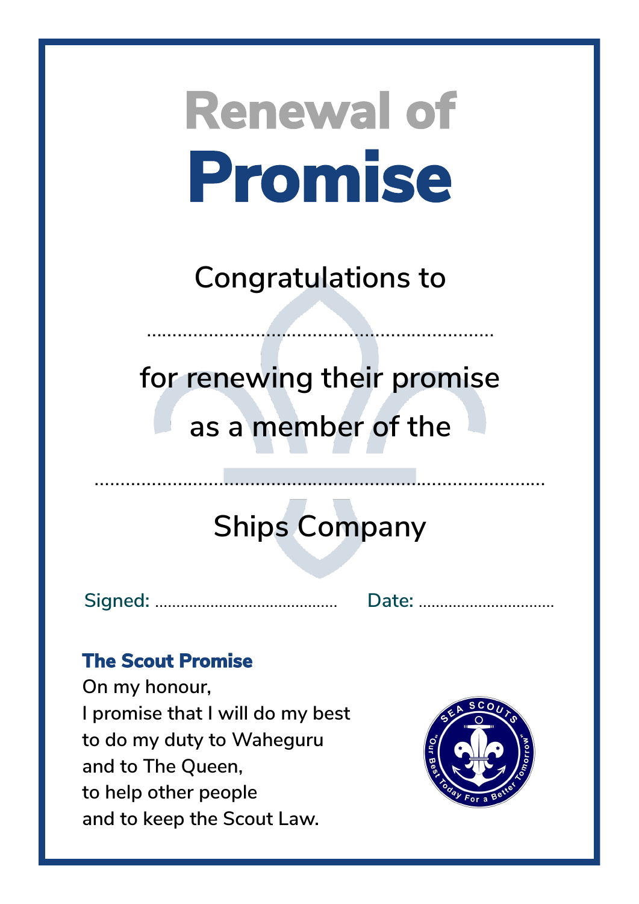# Renewal of Promise

Congratulations to

..................................................................

for renewing their promise

as a member of the

.......................................................................................

Ships Company

Signed: ............................................ Date: ...............................

**The Scout Promise**

On my honour,
I promise that I will do my best
to do my duty to Waheguru
and to The Queen,
to help other people
and to keep the Scout Law.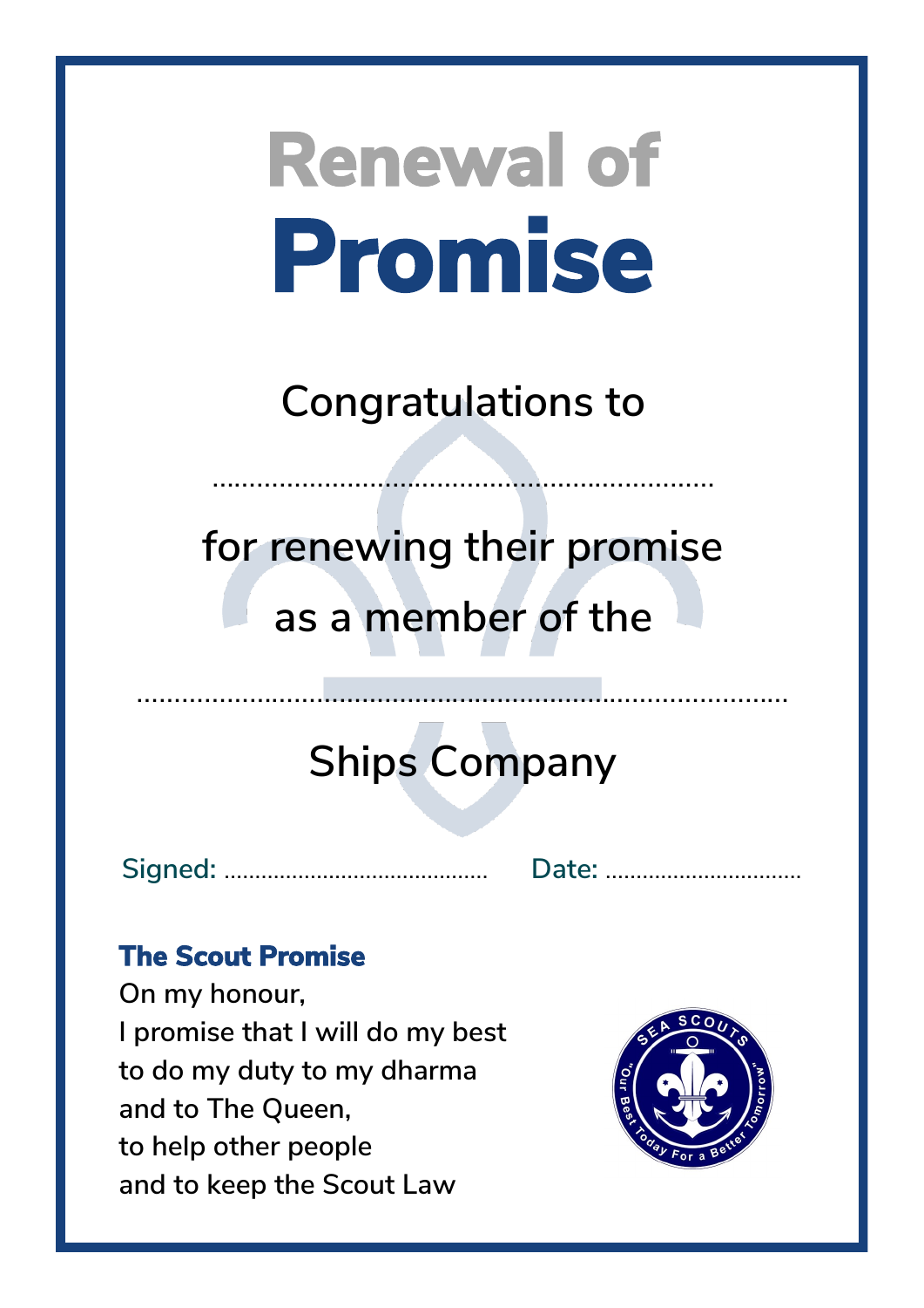# Renewal of Promise

Congratulations to

....................................................................

for renewing their promise

as a member of the

........................................................................................

Ships Company

Signed: ............................................ Date: ................................

**The Scout Promise**

On my honour,
I promise that I will do my best
to do my duty to my dharma
and to The Queen,
to help other people
and to keep the Scout Law

SEA SCOUTS
"Our Best Today For a Better Tomorrow"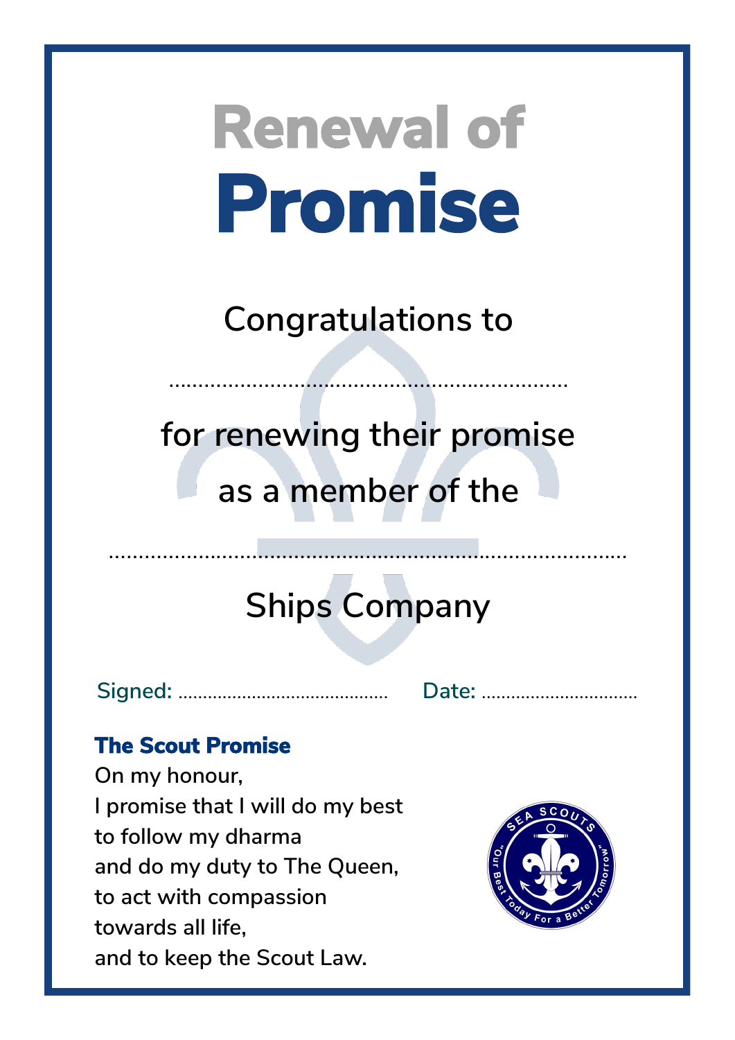# Renewal of Promise

Congratulations to

……………………………………………………………

for renewing their promise

as a member of the

………………………………………………………………………………

Ships Company

Signed: …………………………………… Date: …………………………

**The Scout Promise**

On my honour,
I promise that I will do my best
to follow my dharma
and do my duty to The Queen,
to act with compassion
towards all life,
and to keep the Scout Law.